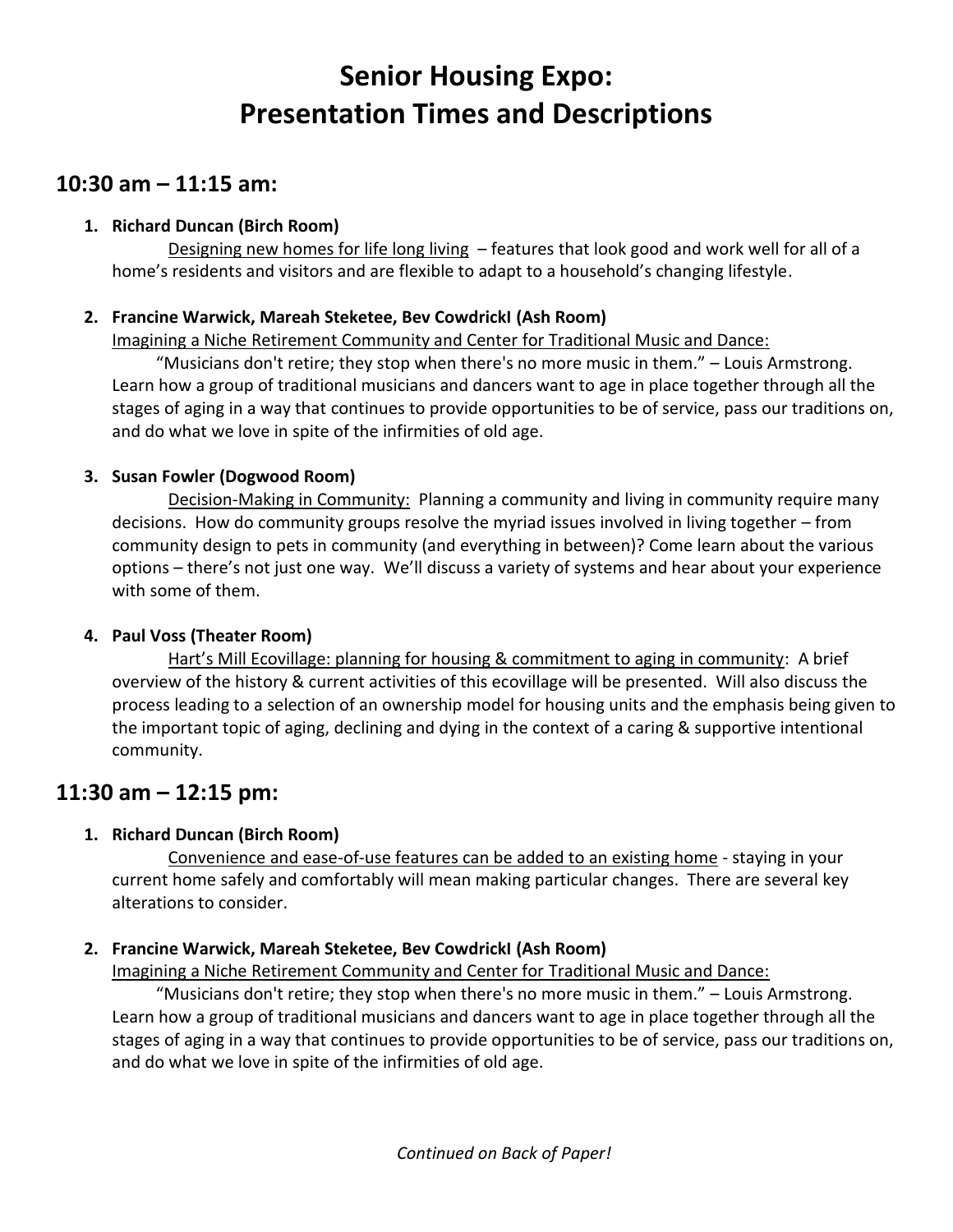# Senior Housing Expo: Presentation Times and Descriptions

## 10:30 am – 11:15 am:

1. **Richard Duncan (Birch Room)**
   Designing new homes for life long living – features that look good and work well for all of a home's residents and visitors and are flexible to adapt to a household's changing lifestyle.

2. **Francine Warwick, Mareah Steketee, Bev CowdrickI (Ash Room)**
   Imagining a Niche Retirement Community and Center for Traditional Music and Dance:
   "Musicians don't retire; they stop when there's no more music in them." – Louis Armstrong. Learn how a group of traditional musicians and dancers want to age in place together through all the stages of aging in a way that continues to provide opportunities to be of service, pass our traditions on, and do what we love in spite of the infirmities of old age.

3. **Susan Fowler (Dogwood Room)**
   Decision-Making in Community: Planning a community and living in community require many decisions. How do community groups resolve the myriad issues involved in living together – from community design to pets in community (and everything in between)? Come learn about the various options – there's not just one way. We'll discuss a variety of systems and hear about your experience with some of them.

4. **Paul Voss (Theater Room)**
   Hart's Mill Ecovillage: planning for housing & commitment to aging in community: A brief overview of the history & current activities of this ecovillage will be presented. Will also discuss the process leading to a selection of an ownership model for housing units and the emphasis being given to the important topic of aging, declining and dying in the context of a caring & supportive intentional community.

## 11:30 am – 12:15 pm:

1. **Richard Duncan (Birch Room)**
   Convenience and ease-of-use features can be added to an existing home - staying in your current home safely and comfortably will mean making particular changes. There are several key alterations to consider.

2. **Francine Warwick, Mareah Steketee, Bev CowdrickI (Ash Room)**
   Imagining a Niche Retirement Community and Center for Traditional Music and Dance:
   "Musicians don't retire; they stop when there's no more music in them." – Louis Armstrong. Learn how a group of traditional musicians and dancers want to age in place together through all the stages of aging in a way that continues to provide opportunities to be of service, pass our traditions on, and do what we love in spite of the infirmities of old age.

*Continued on Back of Paper!*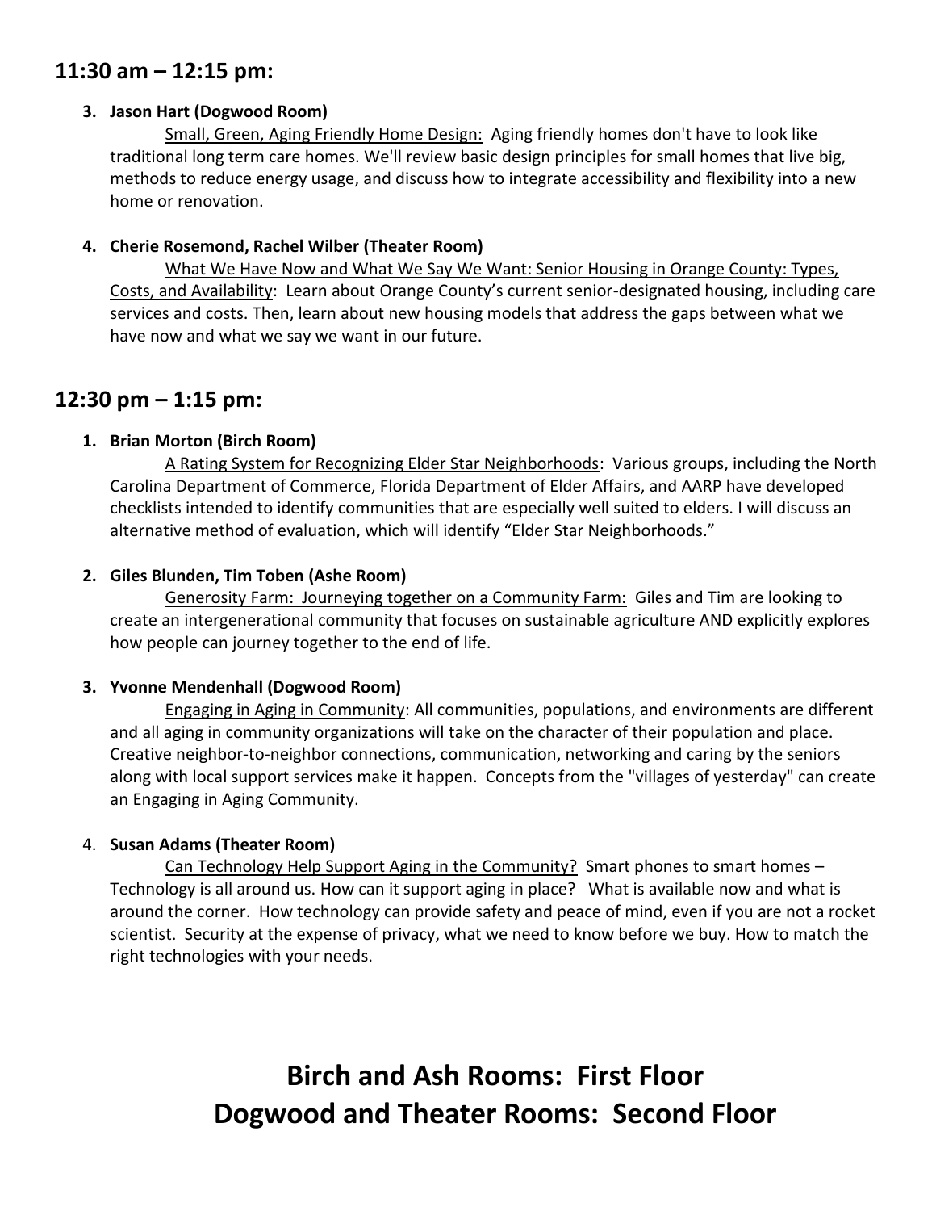## 11:30 am – 12:15 pm:

3. **Jason Hart (Dogwood Room)**

   Small, Green, Aging Friendly Home Design: Aging friendly homes don't have to look like traditional long term care homes. We'll review basic design principles for small homes that live big, methods to reduce energy usage, and discuss how to integrate accessibility and flexibility into a new home or renovation.

4. **Cherie Rosemond, Rachel Wilber (Theater Room)**

   What We Have Now and What We Say We Want: Senior Housing in Orange County: Types, Costs, and Availability: Learn about Orange County's current senior-designated housing, including care services and costs. Then, learn about new housing models that address the gaps between what we have now and what we say we want in our future.

## 12:30 pm – 1:15 pm:

1. **Brian Morton (Birch Room)**

   A Rating System for Recognizing Elder Star Neighborhoods: Various groups, including the North Carolina Department of Commerce, Florida Department of Elder Affairs, and AARP have developed checklists intended to identify communities that are especially well suited to elders. I will discuss an alternative method of evaluation, which will identify "Elder Star Neighborhoods."

2. **Giles Blunden, Tim Toben (Ashe Room)**

   Generosity Farm: Journeying together on a Community Farm: Giles and Tim are looking to create an intergenerational community that focuses on sustainable agriculture AND explicitly explores how people can journey together to the end of life.

3. **Yvonne Mendenhall (Dogwood Room)**

   Engaging in Aging in Community: All communities, populations, and environments are different and all aging in community organizations will take on the character of their population and place. Creative neighbor-to-neighbor connections, communication, networking and caring by the seniors along with local support services make it happen. Concepts from the "villages of yesterday" can create an Engaging in Aging Community.

4. **Susan Adams (Theater Room)**

   Can Technology Help Support Aging in the Community? Smart phones to smart homes – Technology is all around us. How can it support aging in place? What is available now and what is around the corner. How technology can provide safety and peace of mind, even if you are not a rocket scientist. Security at the expense of privacy, what we need to know before we buy. How to match the right technologies with your needs.

# Birch and Ash Rooms: First Floor
# Dogwood and Theater Rooms: Second Floor